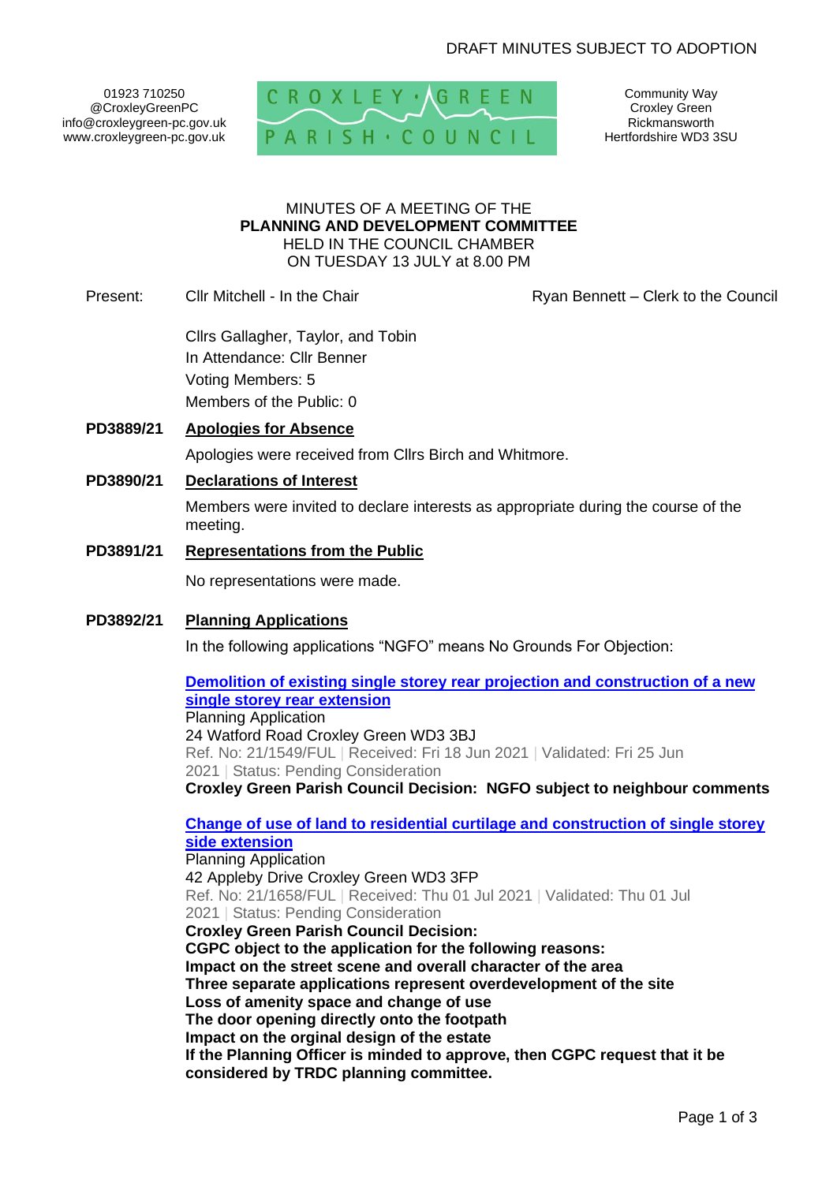DRAFT MINUTES SUBJECT TO ADOPTION

01923 710250
@CroxleyGreenPC
info@croxleygreen-pc.gov.uk
www.croxleygreen-pc.gov.uk

CROXLEY GREEN PARISH COUNCIL

Community Way
Croxley Green
Rickmansworth
Hertfordshire WD3 3SU

MINUTES OF A MEETING OF THE
**PLANNING AND DEVELOPMENT COMMITTEE**
HELD IN THE COUNCIL CHAMBER
ON TUESDAY 13 JULY at 8.00 PM

Present: Cllr Mitchell - In the Chair — Ryan Bennett – Clerk to the Council

Cllrs Gallagher, Taylor, and Tobin
In Attendance: Cllr Benner
Voting Members: 5
Members of the Public: 0

## PD3889/21 Apologies for Absence

Apologies were received from Cllrs Birch and Whitmore.

## PD3890/21 Declarations of Interest

Members were invited to declare interests as appropriate during the course of the meeting.

## PD3891/21 Representations from the Public

No representations were made.

## PD3892/21 Planning Applications

In the following applications "NGFO" means No Grounds For Objection:

**Demolition of existing single storey rear projection and construction of a new single storey rear extension**
Planning Application
24 Watford Road Croxley Green WD3 3BJ
Ref. No: 21/1549/FUL | Received: Fri 18 Jun 2021 | Validated: Fri 25 Jun 2021 | Status: Pending Consideration
**Croxley Green Parish Council Decision: NGFO subject to neighbour comments**

**Change of use of land to residential curtilage and construction of single storey side extension**
Planning Application
42 Appleby Drive Croxley Green WD3 3FP
Ref. No: 21/1658/FUL | Received: Thu 01 Jul 2021 | Validated: Thu 01 Jul 2021 | Status: Pending Consideration
**Croxley Green Parish Council Decision:**
**CGPC object to the application for the following reasons:**
**Impact on the street scene and overall character of the area**
**Three separate applications represent overdevelopment of the site**
**Loss of amenity space and change of use**
**The door opening directly onto the footpath**
**Impact on the orginal design of the estate**
**If the Planning Officer is minded to approve, then CGPC request that it be considered by TRDC planning committee.**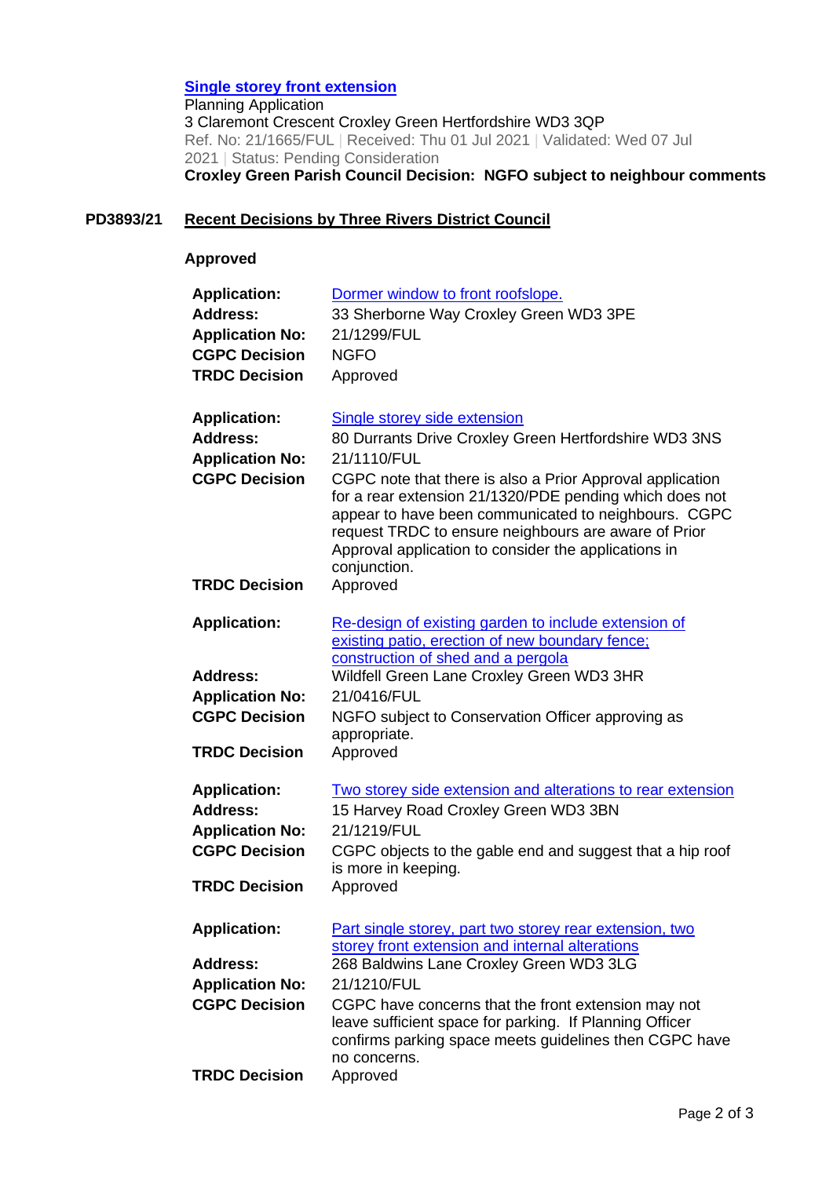**Single storey front extension**
Planning Application
3 Claremont Crescent Croxley Green Hertfordshire WD3 3QP
Ref. No: 21/1665/FUL | Received: Thu 01 Jul 2021 | Validated: Wed 07 Jul 2021 | Status: Pending Consideration
**Croxley Green Parish Council Decision: NGFO subject to neighbour comments**

## PD3893/21 Recent Decisions by Three Rivers District Council

**Approved**

| | |
|---|---|
| **Application:** | Dormer window to front roofslope. |
| **Address:** | 33 Sherborne Way Croxley Green WD3 3PE |
| **Application No:** | 21/1299/FUL |
| **CGPC Decision** | NGFO |
| **TRDC Decision** | Approved |

| | |
|---|---|
| **Application:** | Single storey side extension |
| **Address:** | 80 Durrants Drive Croxley Green Hertfordshire WD3 3NS |
| **Application No:** | 21/1110/FUL |
| **CGPC Decision** | CGPC note that there is also a Prior Approval application for a rear extension 21/1320/PDE pending which does not appear to have been communicated to neighbours. CGPC request TRDC to ensure neighbours are aware of Prior Approval application to consider the applications in conjunction. |
| **TRDC Decision** | Approved |

| | |
|---|---|
| **Application:** | Re-design of existing garden to include extension of existing patio, erection of new boundary fence; construction of shed and a pergola |
| **Address:** | Wildfell Green Lane Croxley Green WD3 3HR |
| **Application No:** | 21/0416/FUL |
| **CGPC Decision** | NGFO subject to Conservation Officer approving as appropriate. |
| **TRDC Decision** | Approved |

| | |
|---|---|
| **Application:** | Two storey side extension and alterations to rear extension |
| **Address:** | 15 Harvey Road Croxley Green WD3 3BN |
| **Application No:** | 21/1219/FUL |
| **CGPC Decision** | CGPC objects to the gable end and suggest that a hip roof is more in keeping. |
| **TRDC Decision** | Approved |

| | |
|---|---|
| **Application:** | Part single storey, part two storey rear extension, two storey front extension and internal alterations |
| **Address:** | 268 Baldwins Lane Croxley Green WD3 3LG |
| **Application No:** | 21/1210/FUL |
| **CGPC Decision** | CGPC have concerns that the front extension may not leave sufficient space for parking. If Planning Officer confirms parking space meets guidelines then CGPC have no concerns. |
| **TRDC Decision** | Approved |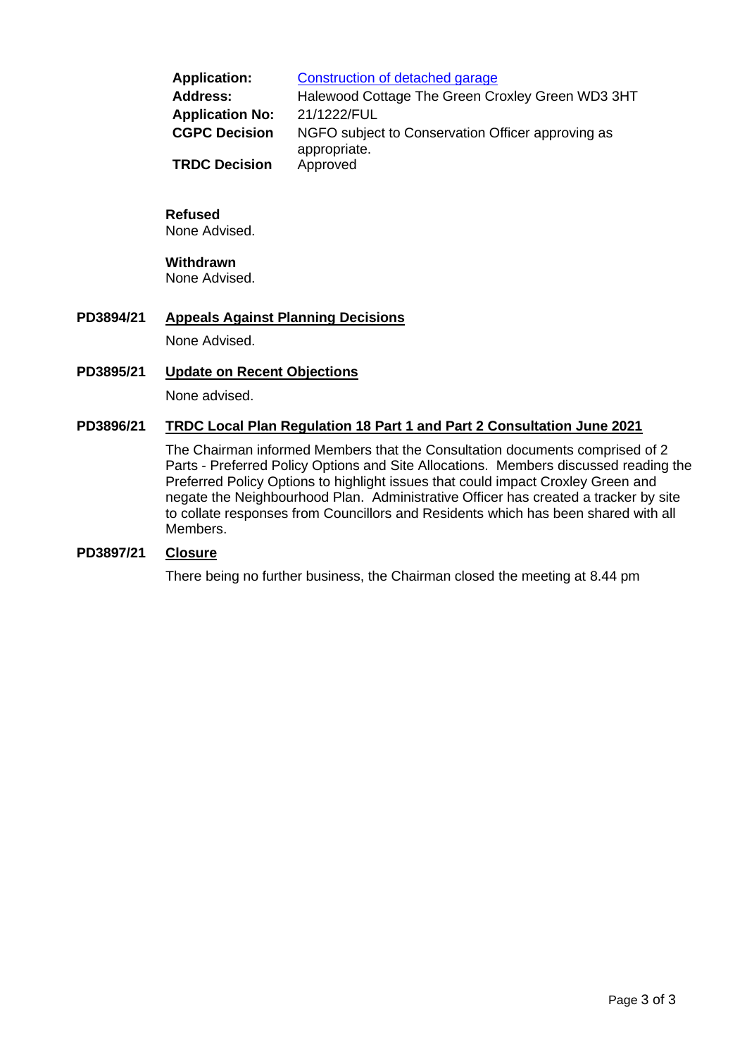| | |
|---|---|
| **Application:** | Construction of detached garage |
| **Address:** | Halewood Cottage The Green Croxley Green WD3 3HT |
| **Application No:** | 21/1222/FUL |
| **CGPC Decision** | NGFO subject to Conservation Officer approving as appropriate. |
| **TRDC Decision** | Approved |

**Refused**
None Advised.

**Withdrawn**
None Advised.

**PD3894/21** **Appeals Against Planning Decisions**

None Advised.

**PD3895/21** **Update on Recent Objections**

None advised.

**PD3896/21** **TRDC Local Plan Regulation 18 Part 1 and Part 2 Consultation June 2021**

The Chairman informed Members that the Consultation documents comprised of 2 Parts - Preferred Policy Options and Site Allocations. Members discussed reading the Preferred Policy Options to highlight issues that could impact Croxley Green and negate the Neighbourhood Plan. Administrative Officer has created a tracker by site to collate responses from Councillors and Residents which has been shared with all Members.

**PD3897/21** **Closure**

There being no further business, the Chairman closed the meeting at 8.44 pm